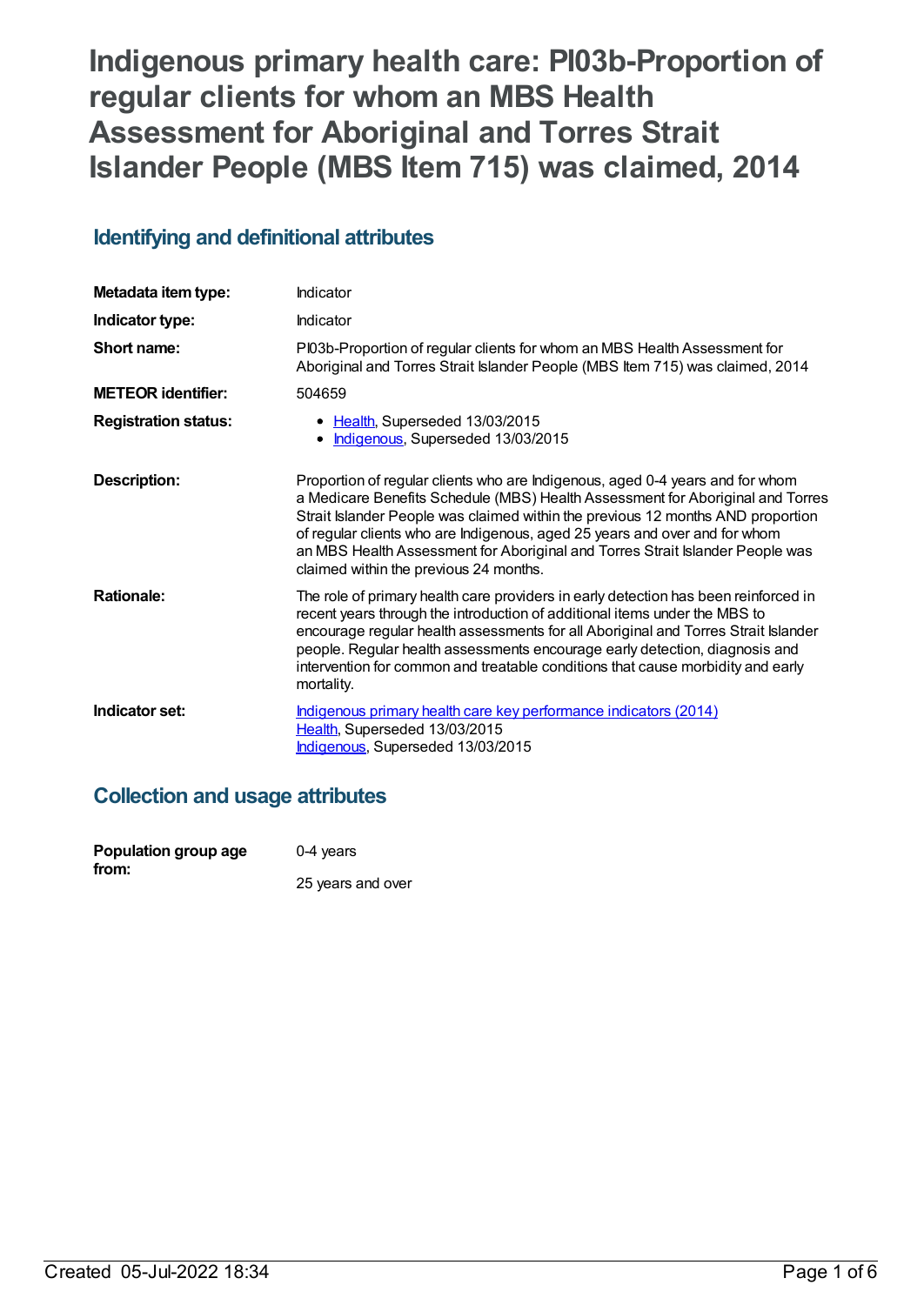# Indigenous primary health care: PI03b-Proportion of regular clients for whom an MBS Health Assessment for Aboriginal and Torres Strait Islander People (MBS Item 715) was claimed, 2014

## Identifying and definitional attributes

| | |
|---|---|
| **Metadata item type:** | Indicator |
| **Indicator type:** | Indicator |
| **Short name:** | PI03b-Proportion of regular clients for whom an MBS Health Assessment for Aboriginal and Torres Strait Islander People (MBS Item 715) was claimed, 2014 |
| **METEOR identifier:** | 504659 |
| **Registration status:** | • Health, Superseded 13/03/2015<br>• Indigenous, Superseded 13/03/2015 |
| **Description:** | Proportion of regular clients who are Indigenous, aged 0-4 years and for whom a Medicare Benefits Schedule (MBS) Health Assessment for Aboriginal and Torres Strait Islander People was claimed within the previous 12 months AND proportion of regular clients who are Indigenous, aged 25 years and over and for whom an MBS Health Assessment for Aboriginal and Torres Strait Islander People was claimed within the previous 24 months. |
| **Rationale:** | The role of primary health care providers in early detection has been reinforced in recent years through the introduction of additional items under the MBS to encourage regular health assessments for all Aboriginal and Torres Strait Islander people. Regular health assessments encourage early detection, diagnosis and intervention for common and treatable conditions that cause morbidity and early mortality. |
| **Indicator set:** | Indigenous primary health care key performance indicators (2014)<br>Health, Superseded 13/03/2015<br>Indigenous, Superseded 13/03/2015 |

## Collection and usage attributes

| | |
|---|---|
| **Population group age from:** | 0-4 years<br><br>25 years and over |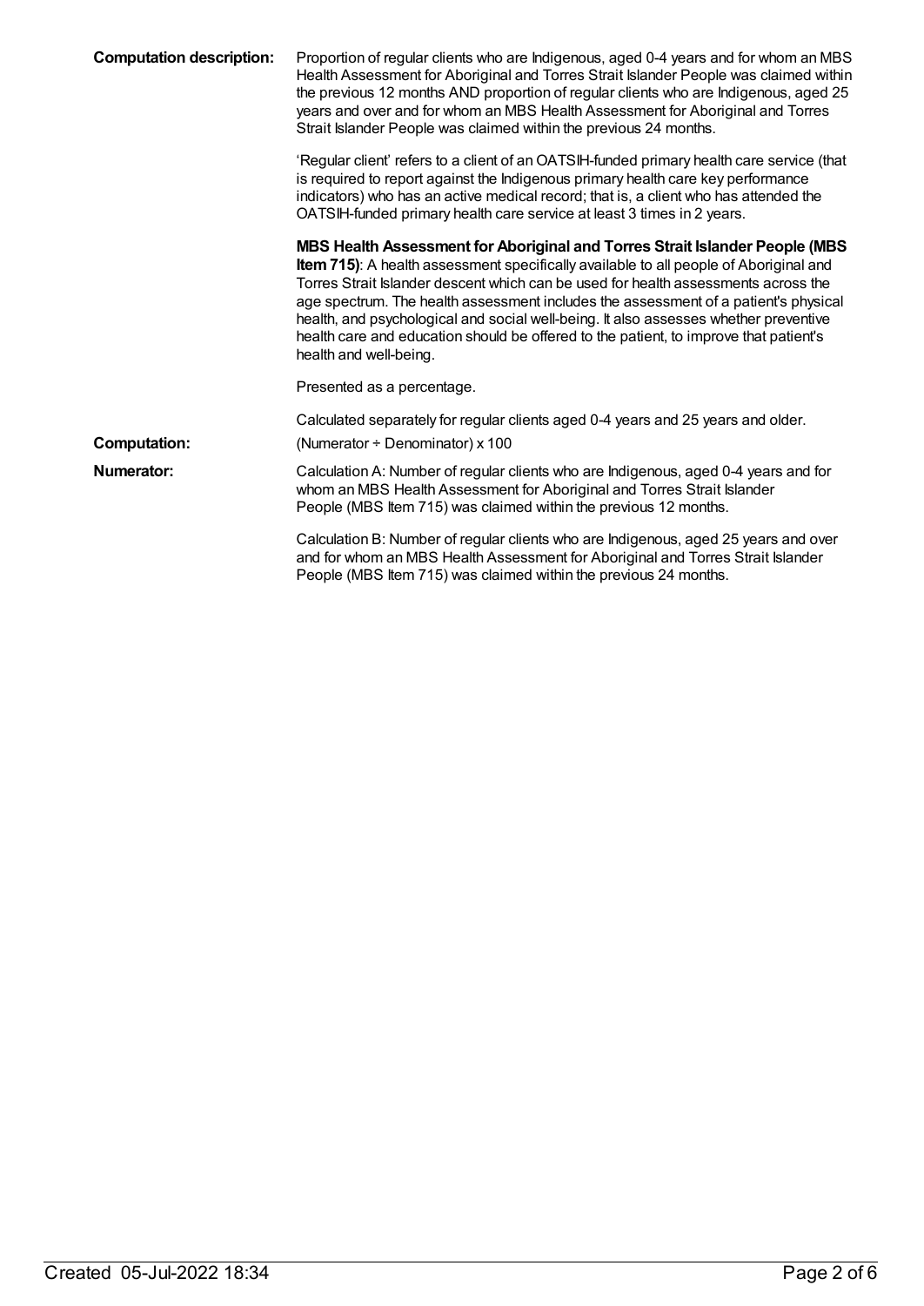**Computation description:** Proportion of regular clients who are Indigenous, aged 0-4 years and for whom an MBS Health Assessment for Aboriginal and Torres Strait Islander People was claimed within the previous 12 months AND proportion of regular clients who are Indigenous, aged 25 years and over and for whom an MBS Health Assessment for Aboriginal and Torres Strait Islander People was claimed within the previous 24 months.

'Regular client' refers to a client of an OATSIH-funded primary health care service (that is required to report against the Indigenous primary health care key performance indicators) who has an active medical record; that is, a client who has attended the OATSIH-funded primary health care service at least 3 times in 2 years.

**MBS Health Assessment for Aboriginal and Torres Strait Islander People (MBS Item 715)**: A health assessment specifically available to all people of Aboriginal and Torres Strait Islander descent which can be used for health assessments across the age spectrum. The health assessment includes the assessment of a patient's physical health, and psychological and social well-being. It also assesses whether preventive health care and education should be offered to the patient, to improve that patient's health and well-being.

Presented as a percentage.

Calculated separately for regular clients aged 0-4 years and 25 years and older.

**Computation:** (Numerator ÷ Denominator) x 100

**Numerator:** Calculation A: Number of regular clients who are Indigenous, aged 0-4 years and for whom an MBS Health Assessment for Aboriginal and Torres Strait Islander People (MBS Item 715) was claimed within the previous 12 months.

Calculation B: Number of regular clients who are Indigenous, aged 25 years and over and for whom an MBS Health Assessment for Aboriginal and Torres Strait Islander People (MBS Item 715) was claimed within the previous 24 months.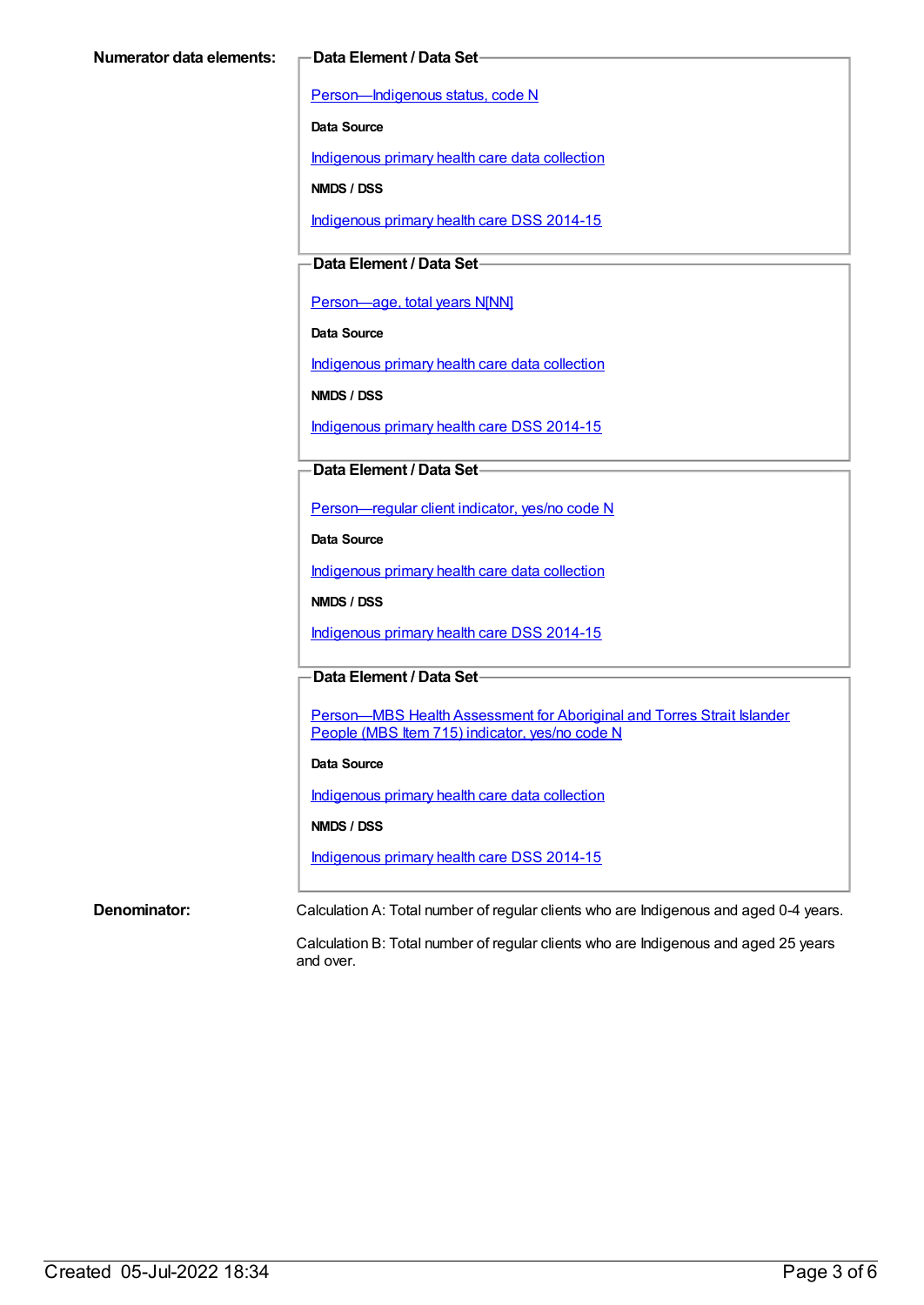**Numerator data elements:**

**Data Element / Data Set**

Person—Indigenous status, code N

**Data Source**

Indigenous primary health care data collection

**NMDS / DSS**

Indigenous primary health care DSS 2014-15

**Data Element / Data Set**

Person—age, total years N[NN]

**Data Source**

Indigenous primary health care data collection

**NMDS / DSS**

Indigenous primary health care DSS 2014-15

**Data Element / Data Set**

Person—regular client indicator, yes/no code N

**Data Source**

Indigenous primary health care data collection

**NMDS / DSS**

Indigenous primary health care DSS 2014-15

**Data Element / Data Set**

Person—MBS Health Assessment for Aboriginal and Torres Strait Islander People (MBS Item 715) indicator, yes/no code N

**Data Source**

Indigenous primary health care data collection

**NMDS / DSS**

Indigenous primary health care DSS 2014-15

**Denominator:**

Calculation A: Total number of regular clients who are Indigenous and aged 0-4 years.

Calculation B: Total number of regular clients who are Indigenous and aged 25 years and over.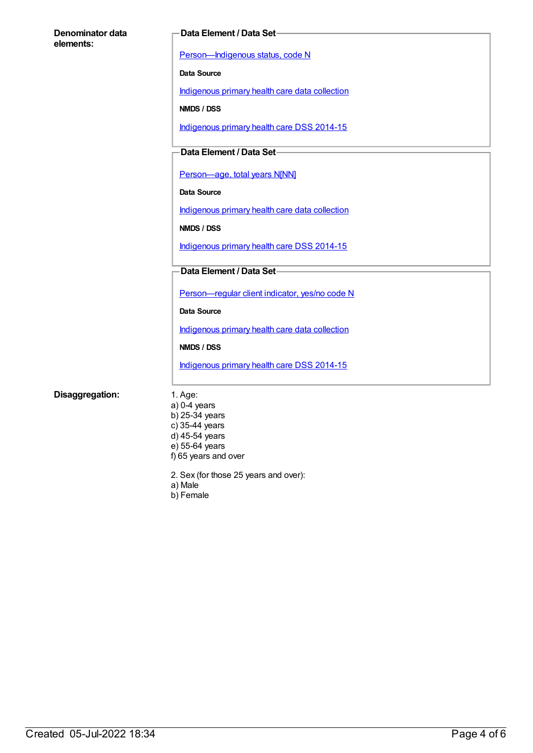**Denominator data elements:**

**Data Element / Data Set**

Person—Indigenous status, code N

**Data Source**

Indigenous primary health care data collection

**NMDS / DSS**

Indigenous primary health care DSS 2014-15

**Data Element / Data Set**

Person—age, total years N[NN]

**Data Source**

Indigenous primary health care data collection

**NMDS / DSS**

Indigenous primary health care DSS 2014-15

**Data Element / Data Set**

Person—regular client indicator, yes/no code N

**Data Source**

Indigenous primary health care data collection

**NMDS / DSS**

Indigenous primary health care DSS 2014-15

**Disaggregation:**

1. Age:
a) 0-4 years
b) 25-34 years
c) 35-44 years
d) 45-54 years
e) 55-64 years
f) 65 years and over

2. Sex (for those 25 years and over):
a) Male
b) Female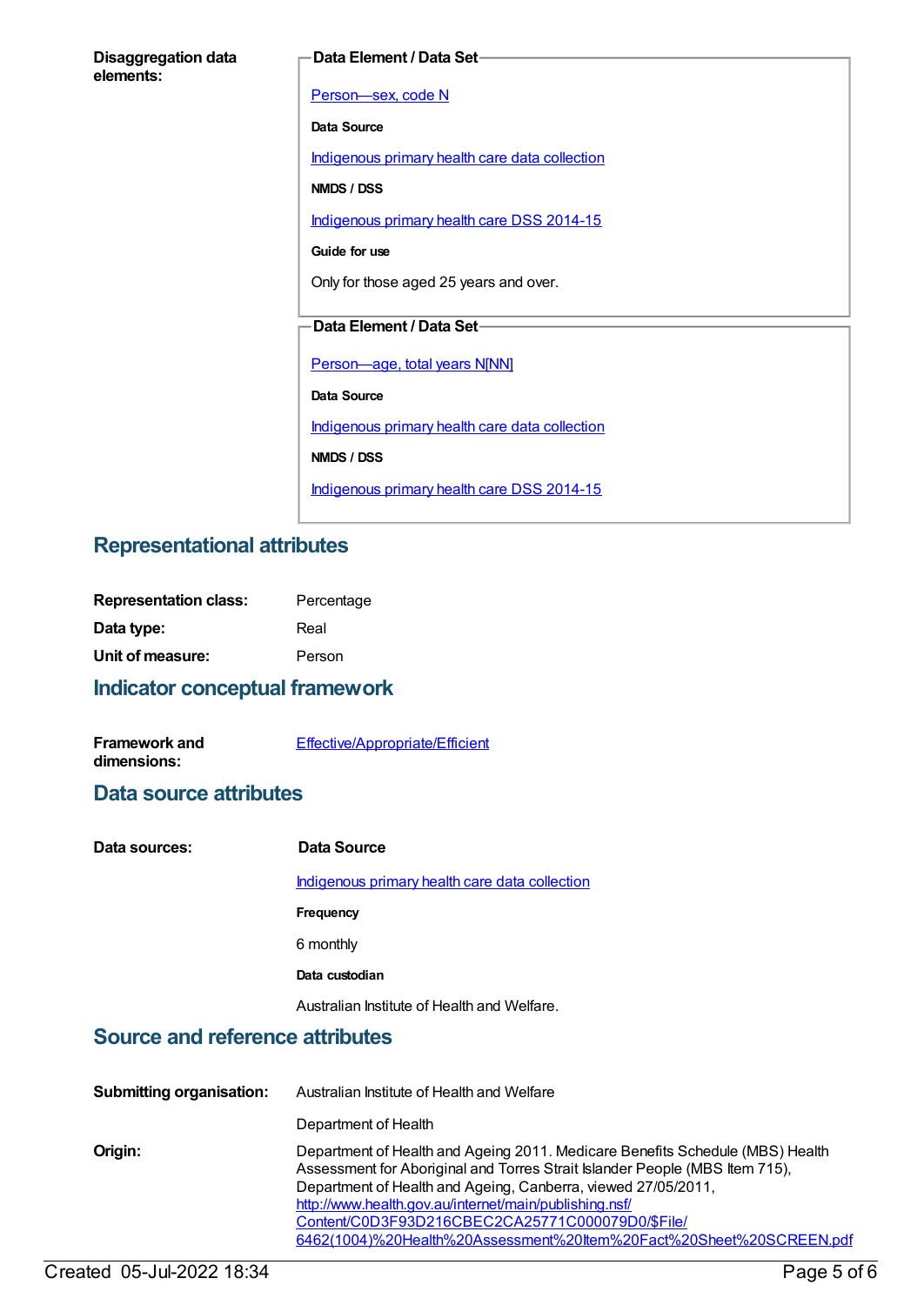**Disaggregation data elements:**

**Data Element / Data Set**

[Person—sex, code N](#)

**Data Source**

[Indigenous primary health care data collection](#)

**NMDS / DSS**

[Indigenous primary health care DSS 2014-15](#)

**Guide for use**

Only for those aged 25 years and over.

**Data Element / Data Set**

[Person—age, total years N[NN]](#)

**Data Source**

[Indigenous primary health care data collection](#)

**NMDS / DSS**

[Indigenous primary health care DSS 2014-15](#)

## Representational attributes

**Representation class:** Percentage

**Data type:** Real

**Unit of measure:** Person

## Indicator conceptual framework

**Framework and dimensions:** [Effective/Appropriate/Efficient](#)

## Data source attributes

**Data sources:**

**Data Source**

[Indigenous primary health care data collection](#)

**Frequency**

6 monthly

**Data custodian**

Australian Institute of Health and Welfare.

## Source and reference attributes

**Submitting organisation:** Australian Institute of Health and Welfare

Department of Health

**Origin:** Department of Health and Ageing 2011. Medicare Benefits Schedule (MBS) Health Assessment for Aboriginal and Torres Strait Islander People (MBS Item 715), Department of Health and Ageing, Canberra, viewed 27/05/2011, [http://www.health.gov.au/internet/main/publishing.nsf/Content/C0D3F93D216CBEC2CA25771C000079D0/$File/6462(1004)%20Health%20Assessment%20Item%20Fact%20Sheet%20SCREEN.pdf](http://www.health.gov.au/internet/main/publishing.nsf/Content/C0D3F93D216CBEC2CA25771C000079D0/$File/6462(1004)%20Health%20Assessment%20Item%20Fact%20Sheet%20SCREEN.pdf)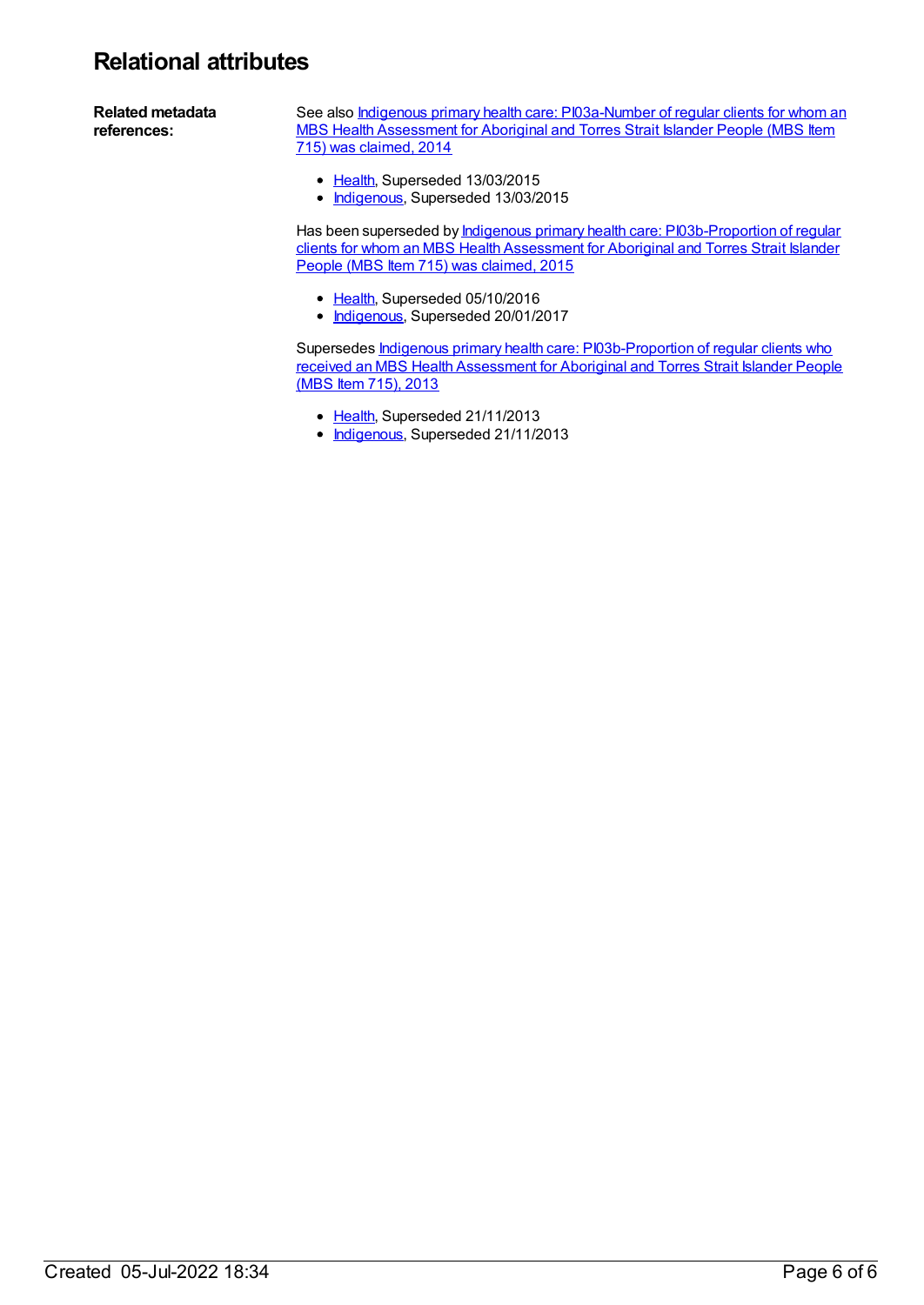## Relational attributes

**Related metadata references:**

See also Indigenous primary health care: PI03a-Number of regular clients for whom an MBS Health Assessment for Aboriginal and Torres Strait Islander People (MBS Item 715) was claimed, 2014

- Health, Superseded 13/03/2015
- Indigenous, Superseded 13/03/2015

Has been superseded by Indigenous primary health care: PI03b-Proportion of regular clients for whom an MBS Health Assessment for Aboriginal and Torres Strait Islander People (MBS Item 715) was claimed, 2015

- Health, Superseded 05/10/2016
- Indigenous, Superseded 20/01/2017

Supersedes Indigenous primary health care: PI03b-Proportion of regular clients who received an MBS Health Assessment for Aboriginal and Torres Strait Islander People (MBS Item 715), 2013

- Health, Superseded 21/11/2013
- Indigenous, Superseded 21/11/2013